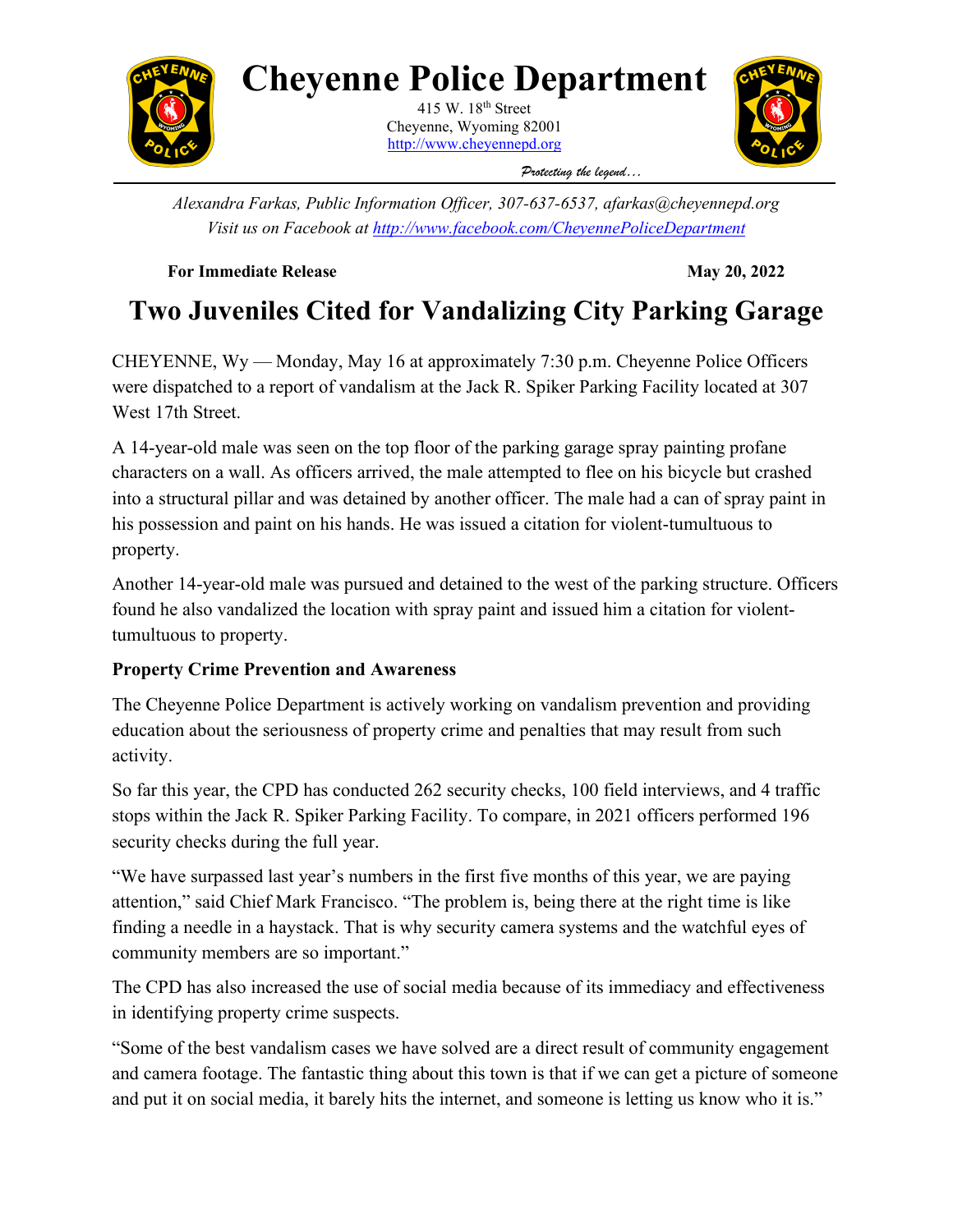# Cheyenne Police Department

415 W. 18th Street
Cheyenne, Wyoming 82001
http://www.cheyennepd.org

*Protecting the legend…*

*Alexandra Farkas, Public Information Officer, 307-637-6537, afarkas@cheyennepd.org*
*Visit us on Facebook at http://www.facebook.com/CheyennePoliceDepartment*

**For Immediate Release** **May 20, 2022**

## Two Juveniles Cited for Vandalizing City Parking Garage

CHEYENNE, Wy — Monday, May 16 at approximately 7:30 p.m. Cheyenne Police Officers were dispatched to a report of vandalism at the Jack R. Spiker Parking Facility located at 307 West 17th Street.

A 14-year-old male was seen on the top floor of the parking garage spray painting profane characters on a wall. As officers arrived, the male attempted to flee on his bicycle but crashed into a structural pillar and was detained by another officer. The male had a can of spray paint in his possession and paint on his hands. He was issued a citation for violent-tumultuous to property.

Another 14-year-old male was pursued and detained to the west of the parking structure. Officers found he also vandalized the location with spray paint and issued him a citation for violent-tumultuous to property.

**Property Crime Prevention and Awareness**

The Cheyenne Police Department is actively working on vandalism prevention and providing education about the seriousness of property crime and penalties that may result from such activity.

So far this year, the CPD has conducted 262 security checks, 100 field interviews, and 4 traffic stops within the Jack R. Spiker Parking Facility. To compare, in 2021 officers performed 196 security checks during the full year.

"We have surpassed last year's numbers in the first five months of this year, we are paying attention," said Chief Mark Francisco. "The problem is, being there at the right time is like finding a needle in a haystack. That is why security camera systems and the watchful eyes of community members are so important."

The CPD has also increased the use of social media because of its immediacy and effectiveness in identifying property crime suspects.

"Some of the best vandalism cases we have solved are a direct result of community engagement and camera footage. The fantastic thing about this town is that if we can get a picture of someone and put it on social media, it barely hits the internet, and someone is letting us know who it is."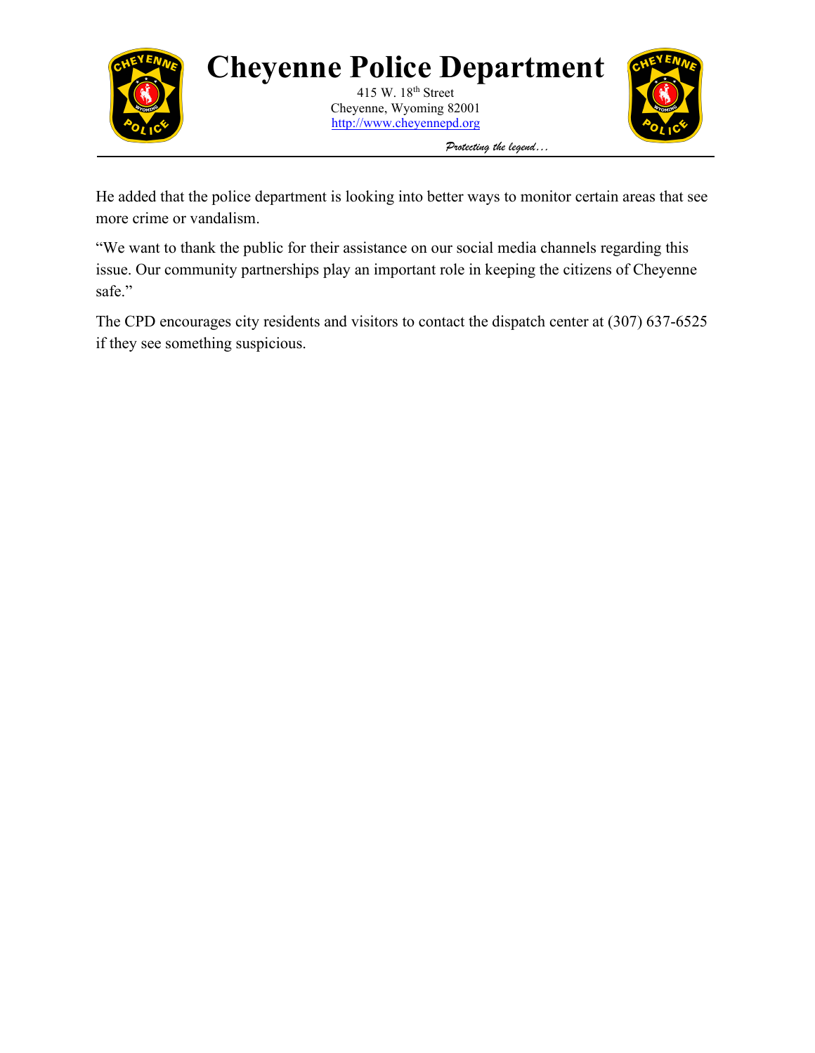He added that the police department is looking into better ways to monitor certain areas that see more crime or vandalism.

"We want to thank the public for their assistance on our social media channels regarding this issue. Our community partnerships play an important role in keeping the citizens of Cheyenne safe."

The CPD encourages city residents and visitors to contact the dispatch center at (307) 637-6525 if they see something suspicious.